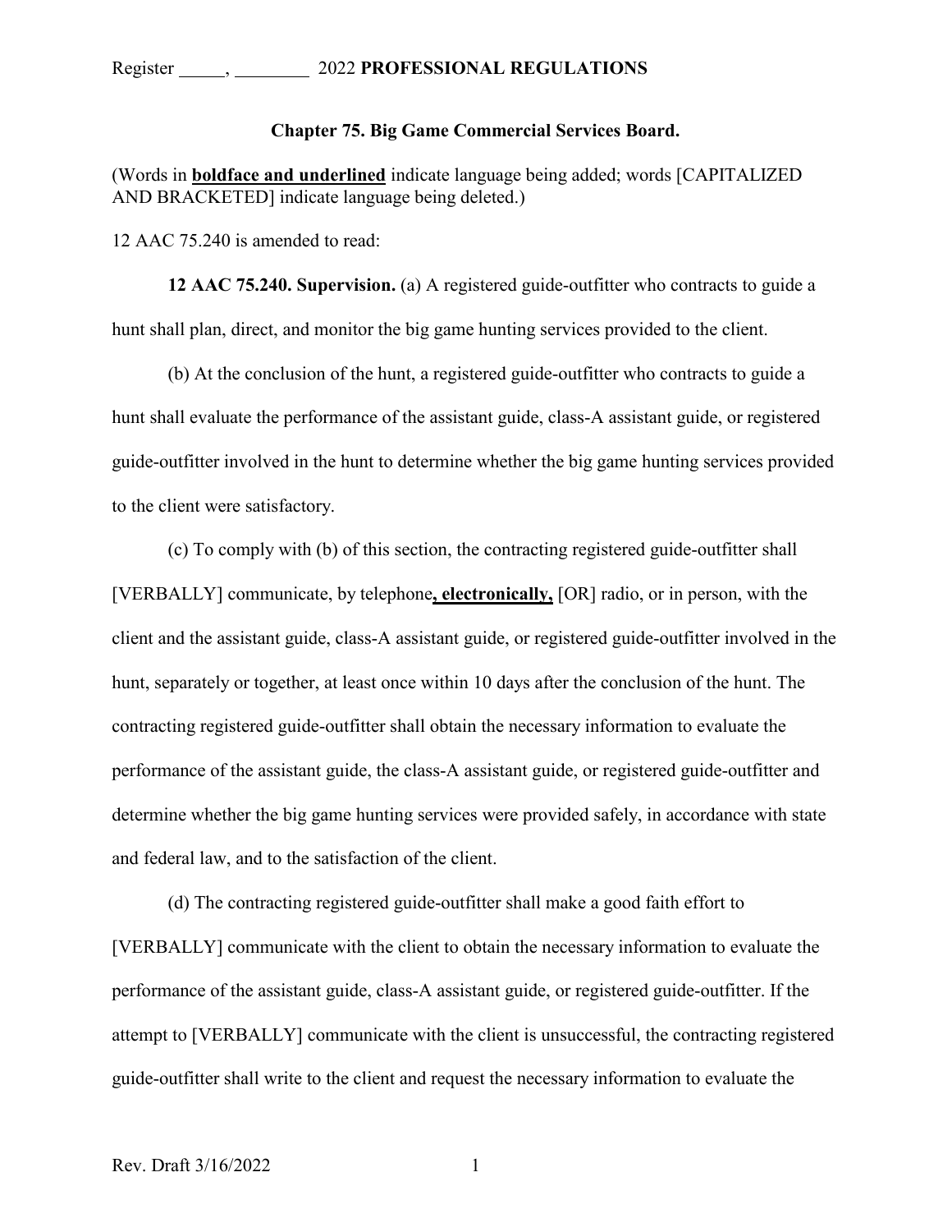## Chapter 75. Big Game Commercial Services Board.

(Words in **<u>boldface and underlined</u>** indicate language being added; words [CAPITALIZED AND BRACKETED] indicate language being deleted.)

12 AAC 75.240 is amended to read:

**12 AAC 75.240. Supervision.** (a) A registered guide-outfitter who contracts to guide a hunt shall plan, direct, and monitor the big game hunting services provided to the client.

(b) At the conclusion of the hunt, a registered guide-outfitter who contracts to guide a hunt shall evaluate the performance of the assistant guide, class-A assistant guide, or registered guide-outfitter involved in the hunt to determine whether the big game hunting services provided to the client were satisfactory.

(c) To comply with (b) of this section, the contracting registered guide-outfitter shall [VERBALLY] communicate, by telephone**<u>, electronically,</u>** [OR] radio, or in person, with the client and the assistant guide, class-A assistant guide, or registered guide-outfitter involved in the hunt, separately or together, at least once within 10 days after the conclusion of the hunt. The contracting registered guide-outfitter shall obtain the necessary information to evaluate the performance of the assistant guide, the class-A assistant guide, or registered guide-outfitter and determine whether the big game hunting services were provided safely, in accordance with state and federal law, and to the satisfaction of the client.

(d) The contracting registered guide-outfitter shall make a good faith effort to [VERBALLY] communicate with the client to obtain the necessary information to evaluate the performance of the assistant guide, class-A assistant guide, or registered guide-outfitter. If the attempt to [VERBALLY] communicate with the client is unsuccessful, the contracting registered guide-outfitter shall write to the client and request the necessary information to evaluate the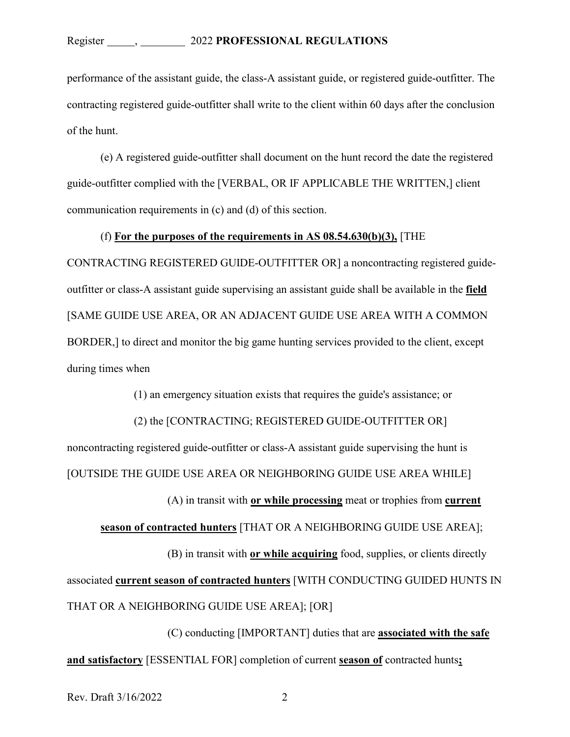performance of the assistant guide, the class-A assistant guide, or registered guide-outfitter. The contracting registered guide-outfitter shall write to the client within 60 days after the conclusion of the hunt.

(e) A registered guide-outfitter shall document on the hunt record the date the registered guide-outfitter complied with the [VERBAL, OR IF APPLICABLE THE WRITTEN,] client communication requirements in (c) and (d) of this section.

(f) **For the purposes of the requirements in AS 08.54.630(b)(3),** [THE CONTRACTING REGISTERED GUIDE-OUTFITTER OR] a noncontracting registered guide-outfitter or class-A assistant guide supervising an assistant guide shall be available in the **field** [SAME GUIDE USE AREA, OR AN ADJACENT GUIDE USE AREA WITH A COMMON BORDER,] to direct and monitor the big game hunting services provided to the client, except during times when

(1) an emergency situation exists that requires the guide's assistance; or

(2) the [CONTRACTING; REGISTERED GUIDE-OUTFITTER OR] noncontracting registered guide-outfitter or class-A assistant guide supervising the hunt is [OUTSIDE THE GUIDE USE AREA OR NEIGHBORING GUIDE USE AREA WHILE]

(A) in transit with **or while processing** meat or trophies from **current season of contracted hunters** [THAT OR A NEIGHBORING GUIDE USE AREA];

(B) in transit with **or while acquiring** food, supplies, or clients directly associated **current season of contracted hunters** [WITH CONDUCTING GUIDED HUNTS IN THAT OR A NEIGHBORING GUIDE USE AREA]; [OR]

(C) conducting [IMPORTANT] duties that are **associated with the safe and satisfactory** [ESSENTIAL FOR] completion of current **season of** contracted hunts**;**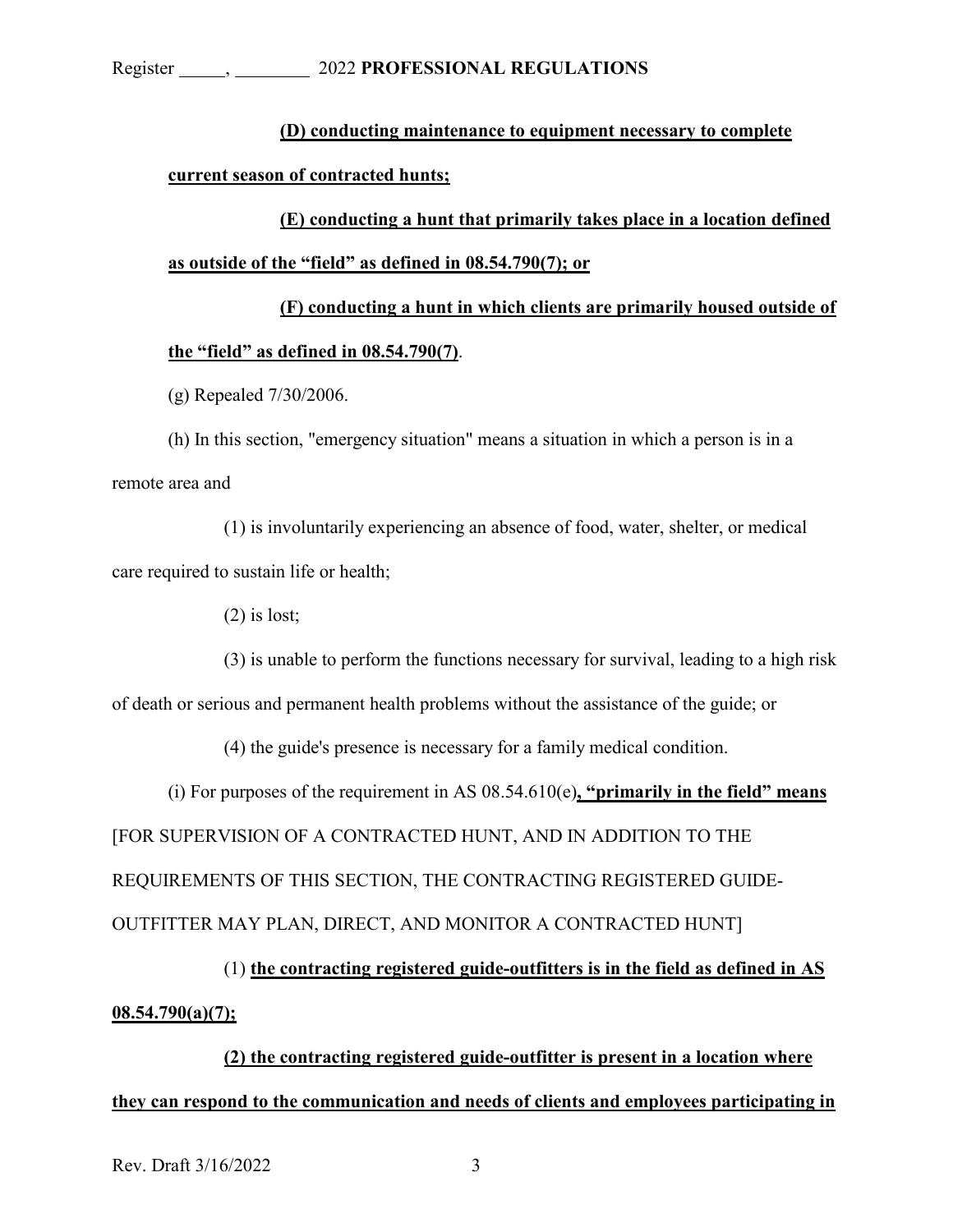**(D) conducting maintenance to equipment necessary to complete current season of contracted hunts;**

**(E) conducting a hunt that primarily takes place in a location defined as outside of the "field" as defined in 08.54.790(7); or**

**(F) conducting a hunt in which clients are primarily housed outside of the "field" as defined in 08.54.790(7)**.

(g) Repealed 7/30/2006.

(h) In this section, "emergency situation" means a situation in which a person is in a remote area and

(1) is involuntarily experiencing an absence of food, water, shelter, or medical care required to sustain life or health;

(2) is lost;

(3) is unable to perform the functions necessary for survival, leading to a high risk of death or serious and permanent health problems without the assistance of the guide; or

(4) the guide's presence is necessary for a family medical condition.

(i) For purposes of the requirement in AS 08.54.610(e)**, "primarily in the field" means** [FOR SUPERVISION OF A CONTRACTED HUNT, AND IN ADDITION TO THE REQUIREMENTS OF THIS SECTION, THE CONTRACTING REGISTERED GUIDE-OUTFITTER MAY PLAN, DIRECT, AND MONITOR A CONTRACTED HUNT]

(1) **the contracting registered guide-outfitters is in the field as defined in AS 08.54.790(a)(7);**

**(2) the contracting registered guide-outfitter is present in a location where they can respond to the communication and needs of clients and employees participating in**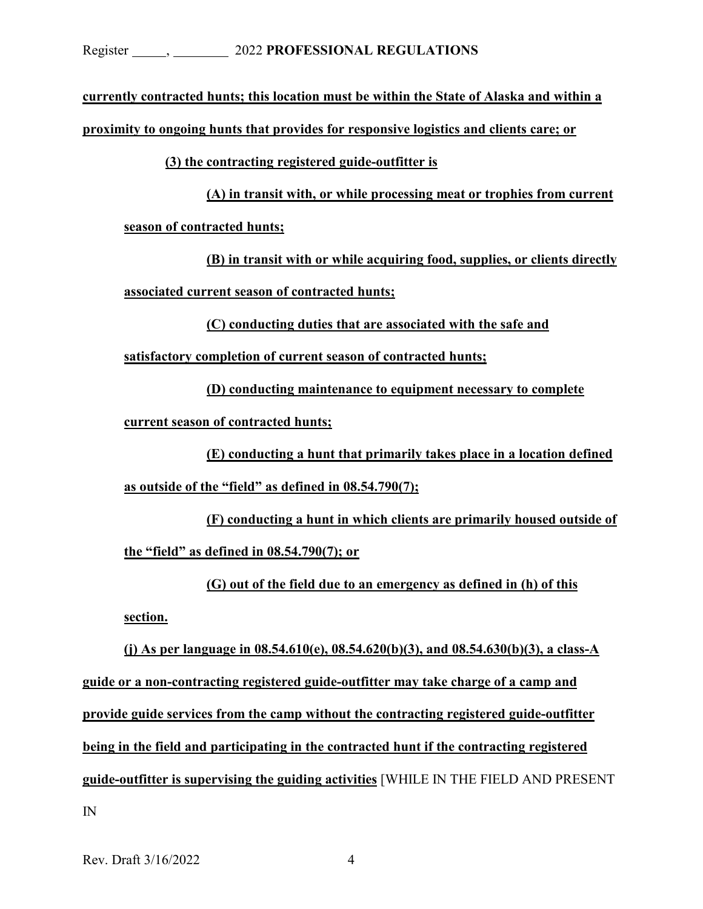**currently contracted hunts; this location must be within the State of Alaska and within a proximity to ongoing hunts that provides for responsive logistics and clients care; or**

**(3) the contracting registered guide-outfitter is**

**(A) in transit with, or while processing meat or trophies from current season of contracted hunts;**

**(B) in transit with or while acquiring food, supplies, or clients directly associated current season of contracted hunts;**

**(C) conducting duties that are associated with the safe and satisfactory completion of current season of contracted hunts;**

**(D) conducting maintenance to equipment necessary to complete current season of contracted hunts;**

**(E) conducting a hunt that primarily takes place in a location defined as outside of the "field" as defined in 08.54.790(7);**

**(F) conducting a hunt in which clients are primarily housed outside of the "field" as defined in 08.54.790(7); or**

**(G) out of the field due to an emergency as defined in (h) of this section.**

**(j) As per language in 08.54.610(e), 08.54.620(b)(3), and 08.54.630(b)(3), a class-A guide or a non-contracting registered guide-outfitter may take charge of a camp and provide guide services from the camp without the contracting registered guide-outfitter being in the field and participating in the contracted hunt if the contracting registered guide-outfitter is supervising the guiding activities** [WHILE IN THE FIELD AND PRESENT IN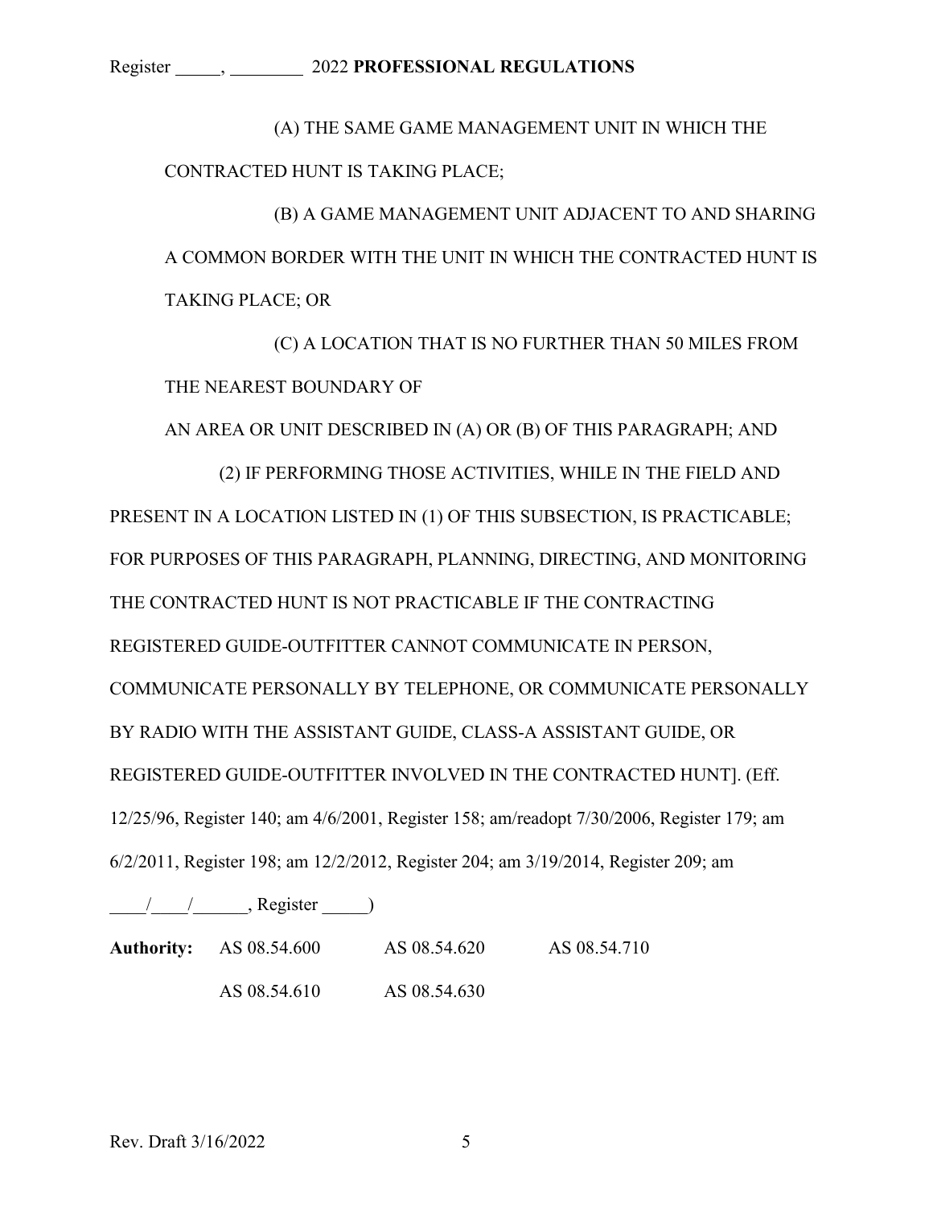(A) THE SAME GAME MANAGEMENT UNIT IN WHICH THE CONTRACTED HUNT IS TAKING PLACE;

(B) A GAME MANAGEMENT UNIT ADJACENT TO AND SHARING A COMMON BORDER WITH THE UNIT IN WHICH THE CONTRACTED HUNT IS TAKING PLACE; OR

(C) A LOCATION THAT IS NO FURTHER THAN 50 MILES FROM THE NEAREST BOUNDARY OF

AN AREA OR UNIT DESCRIBED IN (A) OR (B) OF THIS PARAGRAPH; AND

(2) IF PERFORMING THOSE ACTIVITIES, WHILE IN THE FIELD AND PRESENT IN A LOCATION LISTED IN (1) OF THIS SUBSECTION, IS PRACTICABLE; FOR PURPOSES OF THIS PARAGRAPH, PLANNING, DIRECTING, AND MONITORING THE CONTRACTED HUNT IS NOT PRACTICABLE IF THE CONTRACTING REGISTERED GUIDE-OUTFITTER CANNOT COMMUNICATE IN PERSON, COMMUNICATE PERSONALLY BY TELEPHONE, OR COMMUNICATE PERSONALLY BY RADIO WITH THE ASSISTANT GUIDE, CLASS-A ASSISTANT GUIDE, OR REGISTERED GUIDE-OUTFITTER INVOLVED IN THE CONTRACTED HUNT]. (Eff. 12/25/96, Register 140; am 4/6/2001, Register 158; am/readopt 7/30/2006, Register 179; am 6/2/2011, Register 198; am 12/2/2012, Register 204; am 3/19/2014, Register 209; am \_\_\_\_/\_\_\_\_/\_\_\_\_\_\_, Register \_\_\_\_\_)

**Authority:** AS 08.54.600 AS 08.54.620 AS 08.54.710

AS 08.54.610 AS 08.54.630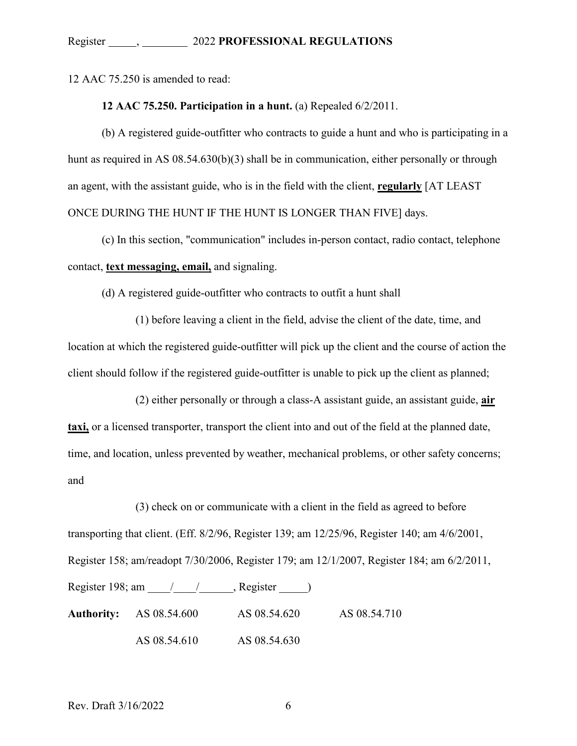12 AAC 75.250 is amended to read:

**12 AAC 75.250. Participation in a hunt.** (a) Repealed 6/2/2011.

(b) A registered guide-outfitter who contracts to guide a hunt and who is participating in a hunt as required in AS 08.54.630(b)(3) shall be in communication, either personally or through an agent, with the assistant guide, who is in the field with the client, **<u>regularly</u>** [AT LEAST ONCE DURING THE HUNT IF THE HUNT IS LONGER THAN FIVE] days.

(c) In this section, "communication" includes in-person contact, radio contact, telephone contact, **<u>text messaging, email,</u>** and signaling.

(d) A registered guide-outfitter who contracts to outfit a hunt shall

(1) before leaving a client in the field, advise the client of the date, time, and location at which the registered guide-outfitter will pick up the client and the course of action the client should follow if the registered guide-outfitter is unable to pick up the client as planned;

(2) either personally or through a class-A assistant guide, an assistant guide, **<u>air taxi,</u>** or a licensed transporter, transport the client into and out of the field at the planned date, time, and location, unless prevented by weather, mechanical problems, or other safety concerns; and

(3) check on or communicate with a client in the field as agreed to before transporting that client. (Eff. 8/2/96, Register 139; am 12/25/96, Register 140; am 4/6/2001, Register 158; am/readopt 7/30/2006, Register 179; am 12/1/2007, Register 184; am 6/2/2011, Register 198; am \_\_\_\_/\_\_\_\_/\_\_\_\_\_\_, Register \_\_\_\_\_)

| **Authority:** | AS 08.54.600 | AS 08.54.620 | AS 08.54.710 |
|---|---|---|---|
| | AS 08.54.610 | AS 08.54.630 | |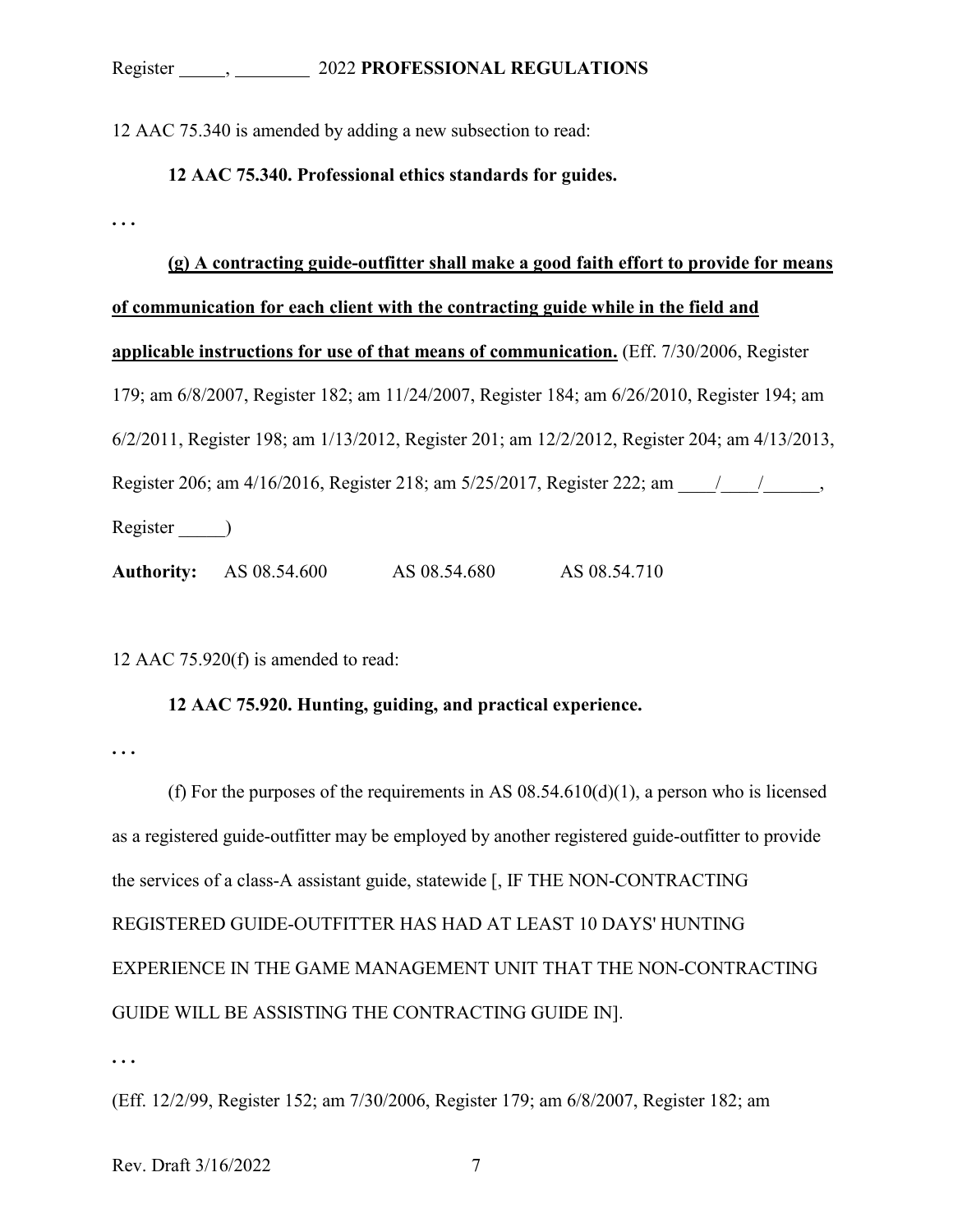12 AAC 75.340 is amended by adding a new subsection to read:

**12 AAC 75.340. Professional ethics standards for guides.**

. . .

**(g) A contracting guide-outfitter shall make a good faith effort to provide for means of communication for each client with the contracting guide while in the field and applicable instructions for use of that means of communication.** (Eff. 7/30/2006, Register 179; am 6/8/2007, Register 182; am 11/24/2007, Register 184; am 6/26/2010, Register 194; am 6/2/2011, Register 198; am 1/13/2012, Register 201; am 12/2/2012, Register 204; am 4/13/2013, Register 206; am 4/16/2016, Register 218; am 5/25/2017, Register 222; am ____/____/______, Register _____)

**Authority:** AS 08.54.600 AS 08.54.680 AS 08.54.710

12 AAC 75.920(f) is amended to read:

**12 AAC 75.920. Hunting, guiding, and practical experience.**

. . .

(f) For the purposes of the requirements in AS 08.54.610(d)(1), a person who is licensed as a registered guide-outfitter may be employed by another registered guide-outfitter to provide the services of a class-A assistant guide, statewide [, IF THE NON-CONTRACTING REGISTERED GUIDE-OUTFITTER HAS HAD AT LEAST 10 DAYS' HUNTING EXPERIENCE IN THE GAME MANAGEMENT UNIT THAT THE NON-CONTRACTING GUIDE WILL BE ASSISTING THE CONTRACTING GUIDE IN].

. . .

(Eff. 12/2/99, Register 152; am 7/30/2006, Register 179; am 6/8/2007, Register 182; am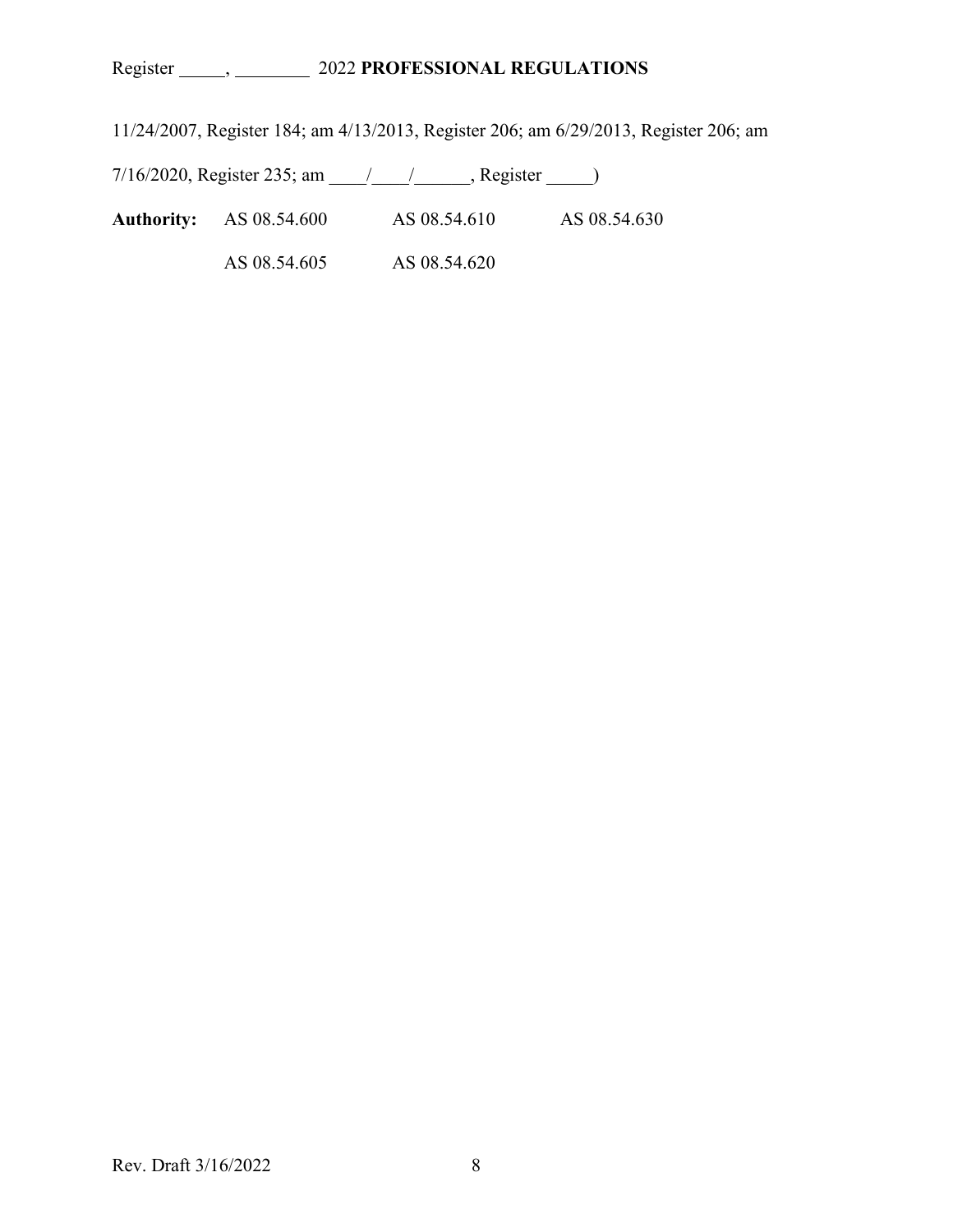11/24/2007, Register 184; am 4/13/2013, Register 206; am 6/29/2013, Register 206; am 7/16/2020, Register 235; am ____/____/______, Register _____)

**Authority:** AS 08.54.600 AS 08.54.610 AS 08.54.630

AS 08.54.605 AS 08.54.620

Rev. Draft 3/16/2022